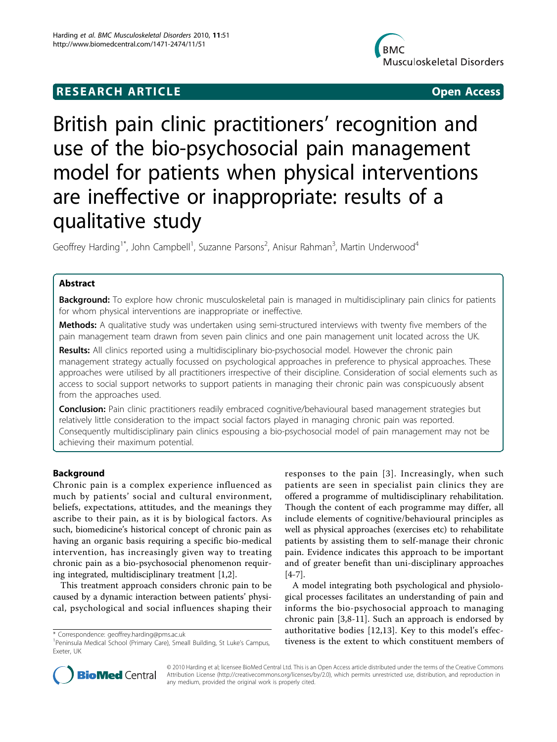RESEARCH ARTICLE

Open Access

# British pain clinic practitioners' recognition and use of the bio-psychosocial pain management model for patients when physical interventions are ineffective or inappropriate: results of a qualitative study

Geoffrey Harding[1*], John Campbell[1], Suzanne Parsons[2], Anisur Rahman[3], Martin Underwood[4]

## Abstract

**Background:** To explore how chronic musculoskeletal pain is managed in multidisciplinary pain clinics for patients for whom physical interventions are inappropriate or ineffective.

**Methods:** A qualitative study was undertaken using semi-structured interviews with twenty five members of the pain management team drawn from seven pain clinics and one pain management unit located across the UK.

**Results:** All clinics reported using a multidisciplinary bio-psychosocial model. However the chronic pain management strategy actually focussed on psychological approaches in preference to physical approaches. These approaches were utilised by all practitioners irrespective of their discipline. Consideration of social elements such as access to social support networks to support patients in managing their chronic pain was conspicuously absent from the approaches used.

**Conclusion:** Pain clinic practitioners readily embraced cognitive/behavioural based management strategies but relatively little consideration to the impact social factors played in managing chronic pain was reported. Consequently multidisciplinary pain clinics espousing a bio-psychosocial model of pain management may not be achieving their maximum potential.

## Background

Chronic pain is a complex experience influenced as much by patients' social and cultural environment, beliefs, expectations, attitudes, and the meanings they ascribe to their pain, as it is by biological factors. As such, biomedicine's historical concept of chronic pain as having an organic basis requiring a specific bio-medical intervention, has increasingly given way to treating chronic pain as a bio-psychosocial phenomenon requiring integrated, multidisciplinary treatment [1,2].

This treatment approach considers chronic pain to be caused by a dynamic interaction between patients' physical, psychological and social influences shaping their responses to the pain [3]. Increasingly, when such patients are seen in specialist pain clinics they are offered a programme of multidisciplinary rehabilitation. Though the content of each programme may differ, all include elements of cognitive/behavioural principles as well as physical approaches (exercises etc) to rehabilitate patients by assisting them to self-manage their chronic pain. Evidence indicates this approach to be important and of greater benefit than uni-disciplinary approaches [4-7].

A model integrating both psychological and physiological processes facilitates an understanding of pain and informs the bio-psychosocial approach to managing chronic pain [3,8-11]. Such an approach is endorsed by authoritative bodies [12,13]. Key to this model's effectiveness is the extent to which constituent members of

* Correspondence: geoffrey.harding@pms.ac.uk
[1]Peninsula Medical School (Primary Care), Smeall Building, St Luke's Campus, Exeter, UK

© 2010 Harding et al; licensee BioMed Central Ltd. This is an Open Access article distributed under the terms of the Creative Commons Attribution License (http://creativecommons.org/licenses/by/2.0), which permits unrestricted use, distribution, and reproduction in any medium, provided the original work is properly cited.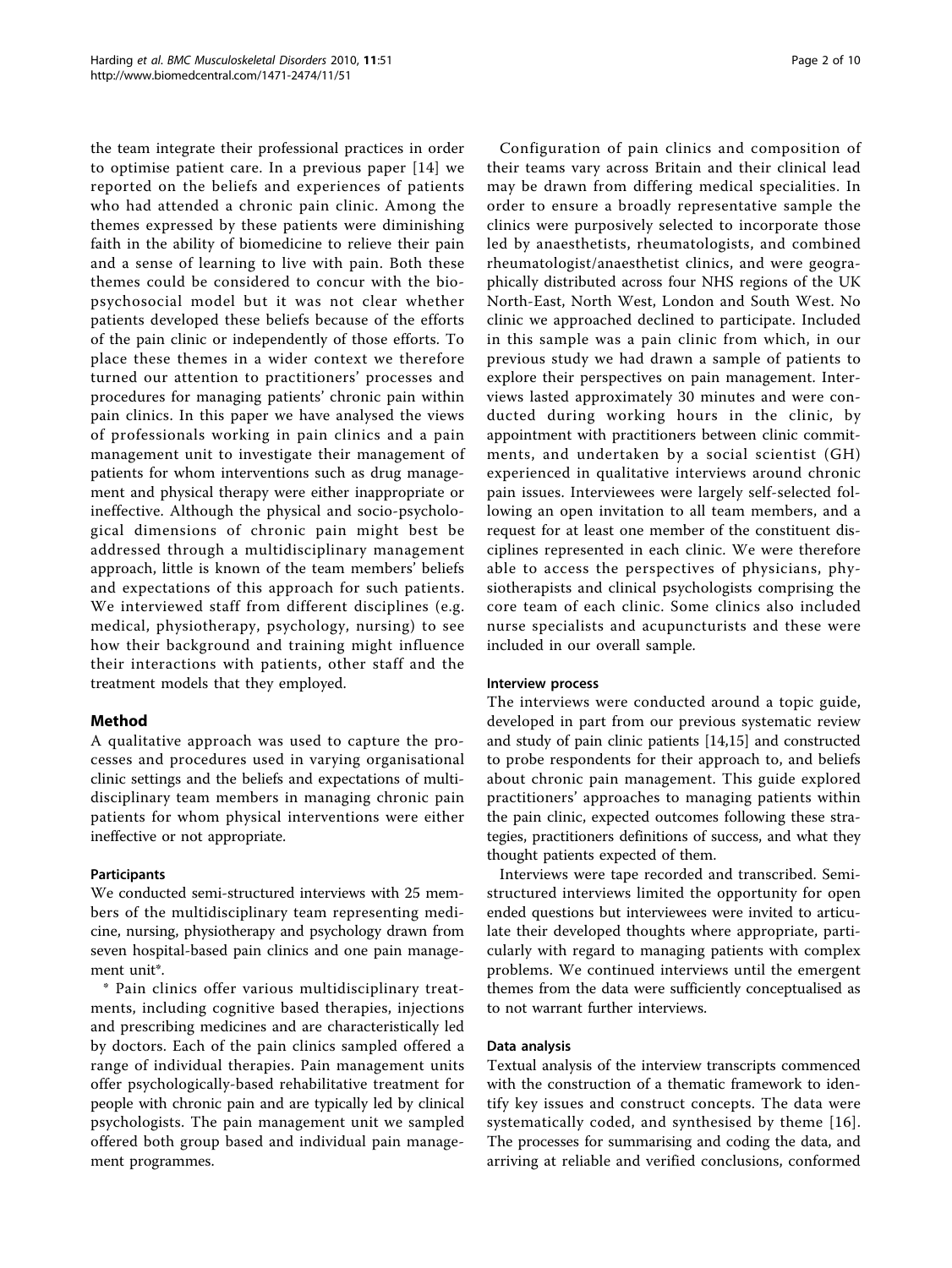the team integrate their professional practices in order to optimise patient care. In a previous paper [14] we reported on the beliefs and experiences of patients who had attended a chronic pain clinic. Among the themes expressed by these patients were diminishing faith in the ability of biomedicine to relieve their pain and a sense of learning to live with pain. Both these themes could be considered to concur with the biopsychosocial model but it was not clear whether patients developed these beliefs because of the efforts of the pain clinic or independently of those efforts. To place these themes in a wider context we therefore turned our attention to practitioners' processes and procedures for managing patients' chronic pain within pain clinics. In this paper we have analysed the views of professionals working in pain clinics and a pain management unit to investigate their management of patients for whom interventions such as drug management and physical therapy were either inappropriate or ineffective. Although the physical and socio-psychological dimensions of chronic pain might best be addressed through a multidisciplinary management approach, little is known of the team members' beliefs and expectations of this approach for such patients. We interviewed staff from different disciplines (e.g. medical, physiotherapy, psychology, nursing) to see how their background and training might influence their interactions with patients, other staff and the treatment models that they employed.

## Method

A qualitative approach was used to capture the processes and procedures used in varying organisational clinic settings and the beliefs and expectations of multidisciplinary team members in managing chronic pain patients for whom physical interventions were either ineffective or not appropriate.

### Participants

We conducted semi-structured interviews with 25 members of the multidisciplinary team representing medicine, nursing, physiotherapy and psychology drawn from seven hospital-based pain clinics and one pain management unit*.

\* Pain clinics offer various multidisciplinary treatments, including cognitive based therapies, injections and prescribing medicines and are characteristically led by doctors. Each of the pain clinics sampled offered a range of individual therapies. Pain management units offer psychologically-based rehabilitative treatment for people with chronic pain and are typically led by clinical psychologists. The pain management unit we sampled offered both group based and individual pain management programmes.

Configuration of pain clinics and composition of their teams vary across Britain and their clinical lead may be drawn from differing medical specialities. In order to ensure a broadly representative sample the clinics were purposively selected to incorporate those led by anaesthetists, rheumatologists, and combined rheumatologist/anaesthetist clinics, and were geographically distributed across four NHS regions of the UK North-East, North West, London and South West. No clinic we approached declined to participate. Included in this sample was a pain clinic from which, in our previous study we had drawn a sample of patients to explore their perspectives on pain management. Interviews lasted approximately 30 minutes and were conducted during working hours in the clinic, by appointment with practitioners between clinic commitments, and undertaken by a social scientist (GH) experienced in qualitative interviews around chronic pain issues. Interviewees were largely self-selected following an open invitation to all team members, and a request for at least one member of the constituent disciplines represented in each clinic. We were therefore able to access the perspectives of physicians, physiotherapists and clinical psychologists comprising the core team of each clinic. Some clinics also included nurse specialists and acupuncturists and these were included in our overall sample.

### Interview process

The interviews were conducted around a topic guide, developed in part from our previous systematic review and study of pain clinic patients [14,15] and constructed to probe respondents for their approach to, and beliefs about chronic pain management. This guide explored practitioners' approaches to managing patients within the pain clinic, expected outcomes following these strategies, practitioners definitions of success, and what they thought patients expected of them.

Interviews were tape recorded and transcribed. Semi-structured interviews limited the opportunity for open ended questions but interviewees were invited to articulate their developed thoughts where appropriate, particularly with regard to managing patients with complex problems. We continued interviews until the emergent themes from the data were sufficiently conceptualised as to not warrant further interviews.

### Data analysis

Textual analysis of the interview transcripts commenced with the construction of a thematic framework to identify key issues and construct concepts. The data were systematically coded, and synthesised by theme [16]. The processes for summarising and coding the data, and arriving at reliable and verified conclusions, conformed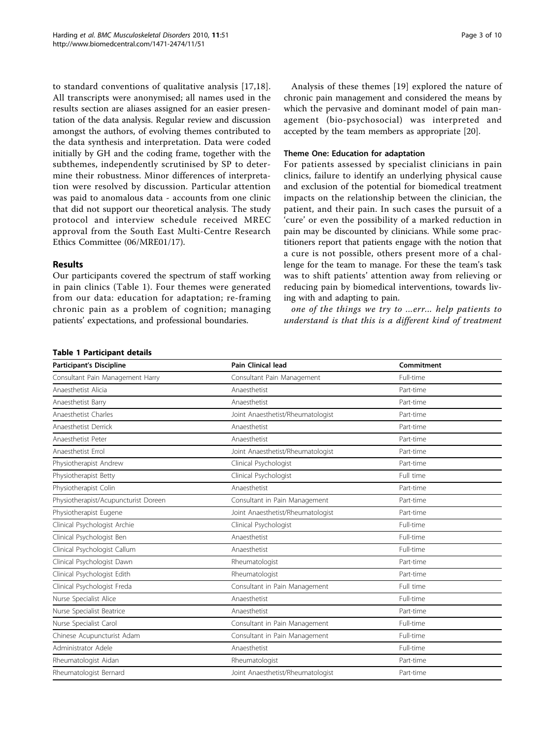to standard conventions of qualitative analysis [17,18]. All transcripts were anonymised; all names used in the results section are aliases assigned for an easier presentation of the data analysis. Regular review and discussion amongst the authors, of evolving themes contributed to the data synthesis and interpretation. Data were coded initially by GH and the coding frame, together with the subthemes, independently scrutinised by SP to determine their robustness. Minor differences of interpretation were resolved by discussion. Particular attention was paid to anomalous data - accounts from one clinic that did not support our theoretical analysis. The study protocol and interview schedule received MREC approval from the South East Multi-Centre Research Ethics Committee (06/MRE01/17).

## Results

Our participants covered the spectrum of staff working in pain clinics (Table 1). Four themes were generated from our data: education for adaptation; re-framing chronic pain as a problem of cognition; managing patients' expectations, and professional boundaries.

Analysis of these themes [19] explored the nature of chronic pain management and considered the means by which the pervasive and dominant model of pain management (bio-psychosocial) was interpreted and accepted by the team members as appropriate [20].

### Theme One: Education for adaptation

For patients assessed by specialist clinicians in pain clinics, failure to identify an underlying physical cause and exclusion of the potential for biomedical treatment impacts on the relationship between the clinician, the patient, and their pain. In such cases the pursuit of a 'cure' or even the possibility of a marked reduction in pain may be discounted by clinicians. While some practitioners report that patients engage with the notion that a cure is not possible, others present more of a challenge for the team to manage. For these the team's task was to shift patients' attention away from relieving or reducing pain by biomedical interventions, towards living with and adapting to pain.

*one of the things we try to ...err... help patients to understand is that this is a different kind of treatment*

**Table 1 Participant details**

| Participant's Discipline | Pain Clinical lead | Commitment |
|---|---|---|
| Consultant Pain Management Harry | Consultant Pain Management | Full-time |
| Anaesthetist Alicia | Anaesthetist | Part-time |
| Anaesthetist Barry | Anaesthetist | Part-time |
| Anaesthetist Charles | Joint Anaesthetist/Rheumatologist | Part-time |
| Anaesthetist Derrick | Anaesthetist | Part-time |
| Anaesthetist Peter | Anaesthetist | Part-time |
| Anaesthetist Errol | Joint Anaesthetist/Rheumatologist | Part-time |
| Physiotherapist Andrew | Clinical Psychologist | Part-time |
| Physiotherapist Betty | Clinical Psychologist | Full time |
| Physiotherapist Colin | Anaesthetist | Part-time |
| Physiotherapist/Acupuncturist Doreen | Consultant in Pain Management | Part-time |
| Physiotherapist Eugene | Joint Anaesthetist/Rheumatologist | Part-time |
| Clinical Psychologist Archie | Clinical Psychologist | Full-time |
| Clinical Psychologist Ben | Anaesthetist | Full-time |
| Clinical Psychologist Callum | Anaesthetist | Full-time |
| Clinical Psychologist Dawn | Rheumatologist | Part-time |
| Clinical Psychologist Edith | Rheumatologist | Part-time |
| Clinical Psychologist Freda | Consultant in Pain Management | Full time |
| Nurse Specialist Alice | Anaesthetist | Full-time |
| Nurse Specialist Beatrice | Anaesthetist | Part-time |
| Nurse Specialist Carol | Consultant in Pain Management | Full-time |
| Chinese Acupuncturist Adam | Consultant in Pain Management | Full-time |
| Administrator Adele | Anaesthetist | Full-time |
| Rheumatologist Aidan | Rheumatologist | Part-time |
| Rheumatologist Bernard | Joint Anaesthetist/Rheumatologist | Part-time |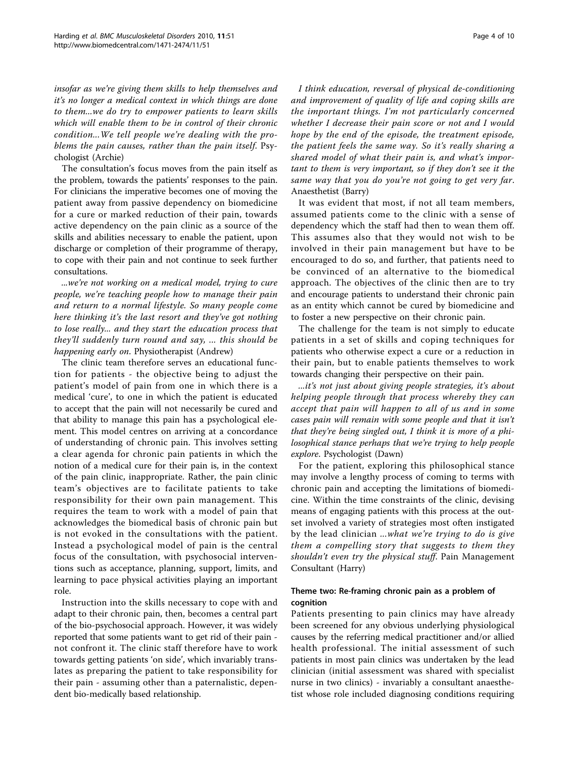*insofar as we're giving them skills to help themselves and it's no longer a medical context in which things are done to them...we do try to empower patients to learn skills which will enable them to be in control of their chronic condition...We tell people we're dealing with the problems the pain causes, rather than the pain itself.* Psychologist (Archie)

The consultation's focus moves from the pain itself as the problem, towards the patients' responses to the pain. For clinicians the imperative becomes one of moving the patient away from passive dependency on biomedicine for a cure or marked reduction of their pain, towards active dependency on the pain clinic as a source of the skills and abilities necessary to enable the patient, upon discharge or completion of their programme of therapy, to cope with their pain and not continue to seek further consultations.

*...we're not working on a medical model, trying to cure people, we're teaching people how to manage their pain and return to a normal lifestyle. So many people come here thinking it's the last resort and they've got nothing to lose really... and they start the education process that they'll suddenly turn round and say, ... this should be happening early on.* Physiotherapist (Andrew)

The clinic team therefore serves an educational function for patients - the objective being to adjust the patient's model of pain from one in which there is a medical 'cure', to one in which the patient is educated to accept that the pain will not necessarily be cured and that ability to manage this pain has a psychological element. This model centres on arriving at a concordance of understanding of chronic pain. This involves setting a clear agenda for chronic pain patients in which the notion of a medical cure for their pain is, in the context of the pain clinic, inappropriate. Rather, the pain clinic team's objectives are to facilitate patients to take responsibility for their own pain management. This requires the team to work with a model of pain that acknowledges the biomedical basis of chronic pain but is not evoked in the consultations with the patient. Instead a psychological model of pain is the central focus of the consultation, with psychosocial interventions such as acceptance, planning, support, limits, and learning to pace physical activities playing an important role.

Instruction into the skills necessary to cope with and adapt to their chronic pain, then, becomes a central part of the bio-psychosocial approach. However, it was widely reported that some patients want to get rid of their pain - not confront it. The clinic staff therefore have to work towards getting patients 'on side', which invariably translates as preparing the patient to take responsibility for their pain - assuming other than a paternalistic, dependent bio-medically based relationship.

*I think education, reversal of physical de-conditioning and improvement of quality of life and coping skills are the important things. I'm not particularly concerned whether I decrease their pain score or not and I would hope by the end of the episode, the treatment episode, the patient feels the same way. So it's really sharing a shared model of what their pain is, and what's important to them is very important, so if they don't see it the same way that you do you're not going to get very far.* Anaesthetist (Barry)

It was evident that most, if not all team members, assumed patients come to the clinic with a sense of dependency which the staff had then to wean them off. This assumes also that they would not wish to be involved in their pain management but have to be encouraged to do so, and further, that patients need to be convinced of an alternative to the biomedical approach. The objectives of the clinic then are to try and encourage patients to understand their chronic pain as an entity which cannot be cured by biomedicine and to foster a new perspective on their chronic pain.

The challenge for the team is not simply to educate patients in a set of skills and coping techniques for patients who otherwise expect a cure or a reduction in their pain, but to enable patients themselves to work towards changing their perspective on their pain.

*...it's not just about giving people strategies, it's about helping people through that process whereby they can accept that pain will happen to all of us and in some cases pain will remain with some people and that it isn't that they're being singled out, I think it is more of a philosophical stance perhaps that we're trying to help people explore.* Psychologist (Dawn)

For the patient, exploring this philosophical stance may involve a lengthy process of coming to terms with chronic pain and accepting the limitations of biomedicine. Within the time constraints of the clinic, devising means of engaging patients with this process at the outset involved a variety of strategies most often instigated by the lead clinician *...what we're trying to do is give them a compelling story that suggests to them they shouldn't even try the physical stuff.* Pain Management Consultant (Harry)

### Theme two: Re-framing chronic pain as a problem of cognition

Patients presenting to pain clinics may have already been screened for any obvious underlying physiological causes by the referring medical practitioner and/or allied health professional. The initial assessment of such patients in most pain clinics was undertaken by the lead clinician (initial assessment was shared with specialist nurse in two clinics) - invariably a consultant anaesthetist whose role included diagnosing conditions requiring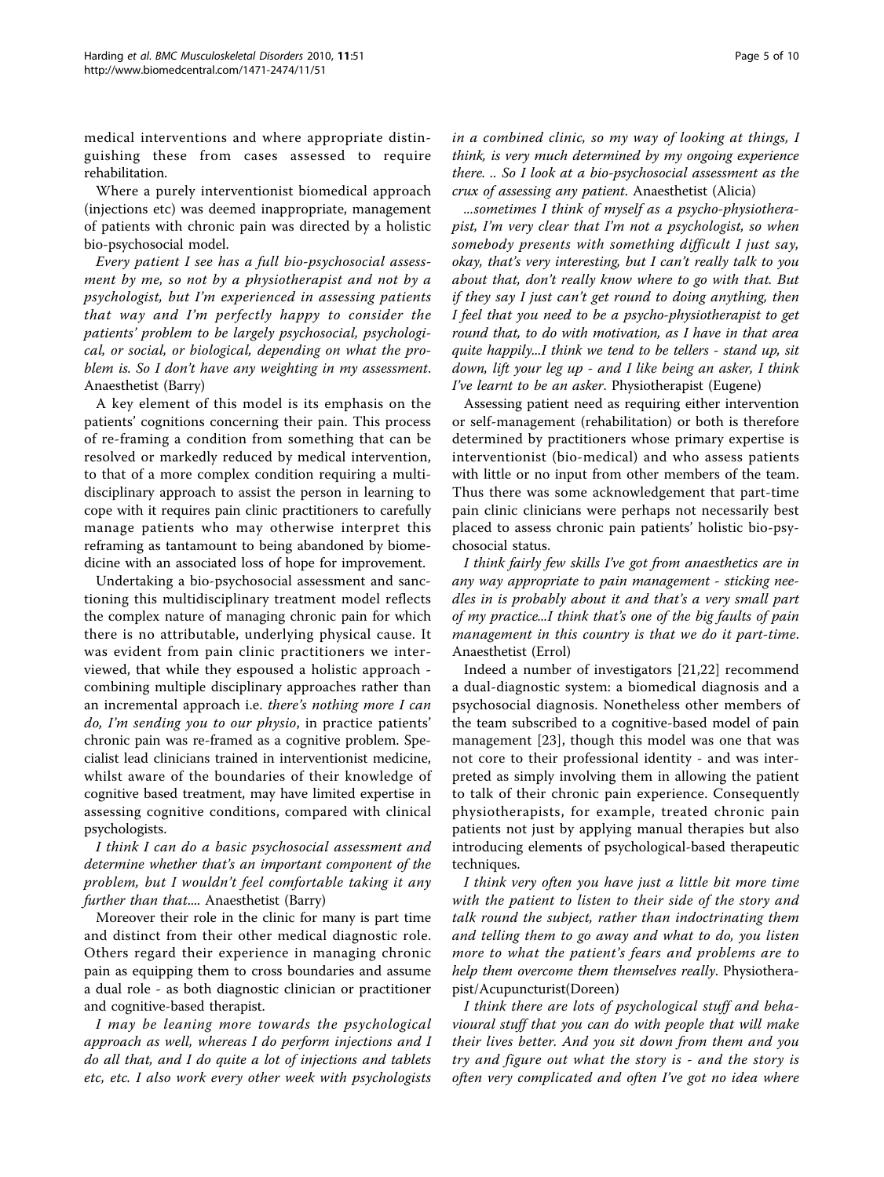medical interventions and where appropriate distinguishing these from cases assessed to require rehabilitation.

Where a purely interventionist biomedical approach (injections etc) was deemed inappropriate, management of patients with chronic pain was directed by a holistic bio-psychosocial model.

*Every patient I see has a full bio-psychosocial assessment by me, so not by a physiotherapist and not by a psychologist, but I'm experienced in assessing patients that way and I'm perfectly happy to consider the patients' problem to be largely psychosocial, psychological, or social, or biological, depending on what the problem is. So I don't have any weighting in my assessment.* Anaesthetist (Barry)

A key element of this model is its emphasis on the patients' cognitions concerning their pain. This process of re-framing a condition from something that can be resolved or markedly reduced by medical intervention, to that of a more complex condition requiring a multidisciplinary approach to assist the person in learning to cope with it requires pain clinic practitioners to carefully manage patients who may otherwise interpret this reframing as tantamount to being abandoned by biomedicine with an associated loss of hope for improvement.

Undertaking a bio-psychosocial assessment and sanctioning this multidisciplinary treatment model reflects the complex nature of managing chronic pain for which there is no attributable, underlying physical cause. It was evident from pain clinic practitioners we interviewed, that while they espoused a holistic approach - combining multiple disciplinary approaches rather than an incremental approach i.e. *there's nothing more I can do, I'm sending you to our physio*, in practice patients' chronic pain was re-framed as a cognitive problem. Specialist lead clinicians trained in interventionist medicine, whilst aware of the boundaries of their knowledge of cognitive based treatment, may have limited expertise in assessing cognitive conditions, compared with clinical psychologists.

*I think I can do a basic psychosocial assessment and determine whether that's an important component of the problem, but I wouldn't feel comfortable taking it any further than that....* Anaesthetist (Barry)

Moreover their role in the clinic for many is part time and distinct from their other medical diagnostic role. Others regard their experience in managing chronic pain as equipping them to cross boundaries and assume a dual role - as both diagnostic clinician or practitioner and cognitive-based therapist.

*I may be leaning more towards the psychological approach as well, whereas I do perform injections and I do all that, and I do quite a lot of injections and tablets etc, etc. I also work every other week with psychologists in a combined clinic, so my way of looking at things, I think, is very much determined by my ongoing experience there. .. So I look at a bio-psychosocial assessment as the crux of assessing any patient.* Anaesthetist (Alicia)

*...sometimes I think of myself as a psycho-physiotherapist, I'm very clear that I'm not a psychologist, so when somebody presents with something difficult I just say, okay, that's very interesting, but I can't really talk to you about that, don't really know where to go with that. But if they say I just can't get round to doing anything, then I feel that you need to be a psycho-physiotherapist to get round that, to do with motivation, as I have in that area quite happily...I think we tend to be tellers - stand up, sit down, lift your leg up - and I like being an asker, I think I've learnt to be an asker.* Physiotherapist (Eugene)

Assessing patient need as requiring either intervention or self-management (rehabilitation) or both is therefore determined by practitioners whose primary expertise is interventionist (bio-medical) and who assess patients with little or no input from other members of the team. Thus there was some acknowledgement that part-time pain clinic clinicians were perhaps not necessarily best placed to assess chronic pain patients' holistic bio-psychosocial status.

*I think fairly few skills I've got from anaesthetics are in any way appropriate to pain management - sticking needles in is probably about it and that's a very small part of my practice...I think that's one of the big faults of pain management in this country is that we do it part-time.* Anaesthetist (Errol)

Indeed a number of investigators [21,22] recommend a dual-diagnostic system: a biomedical diagnosis and a psychosocial diagnosis. Nonetheless other members of the team subscribed to a cognitive-based model of pain management [23], though this model was one that was not core to their professional identity - and was interpreted as simply involving them in allowing the patient to talk of their chronic pain experience. Consequently physiotherapists, for example, treated chronic pain patients not just by applying manual therapies but also introducing elements of psychological-based therapeutic techniques.

*I think very often you have just a little bit more time with the patient to listen to their side of the story and talk round the subject, rather than indoctrinating them and telling them to go away and what to do, you listen more to what the patient's fears and problems are to help them overcome them themselves really.* Physiotherapist/Acupuncturist(Doreen)

*I think there are lots of psychological stuff and behavioural stuff that you can do with people that will make their lives better. And you sit down from them and you try and figure out what the story is - and the story is often very complicated and often I've got no idea where*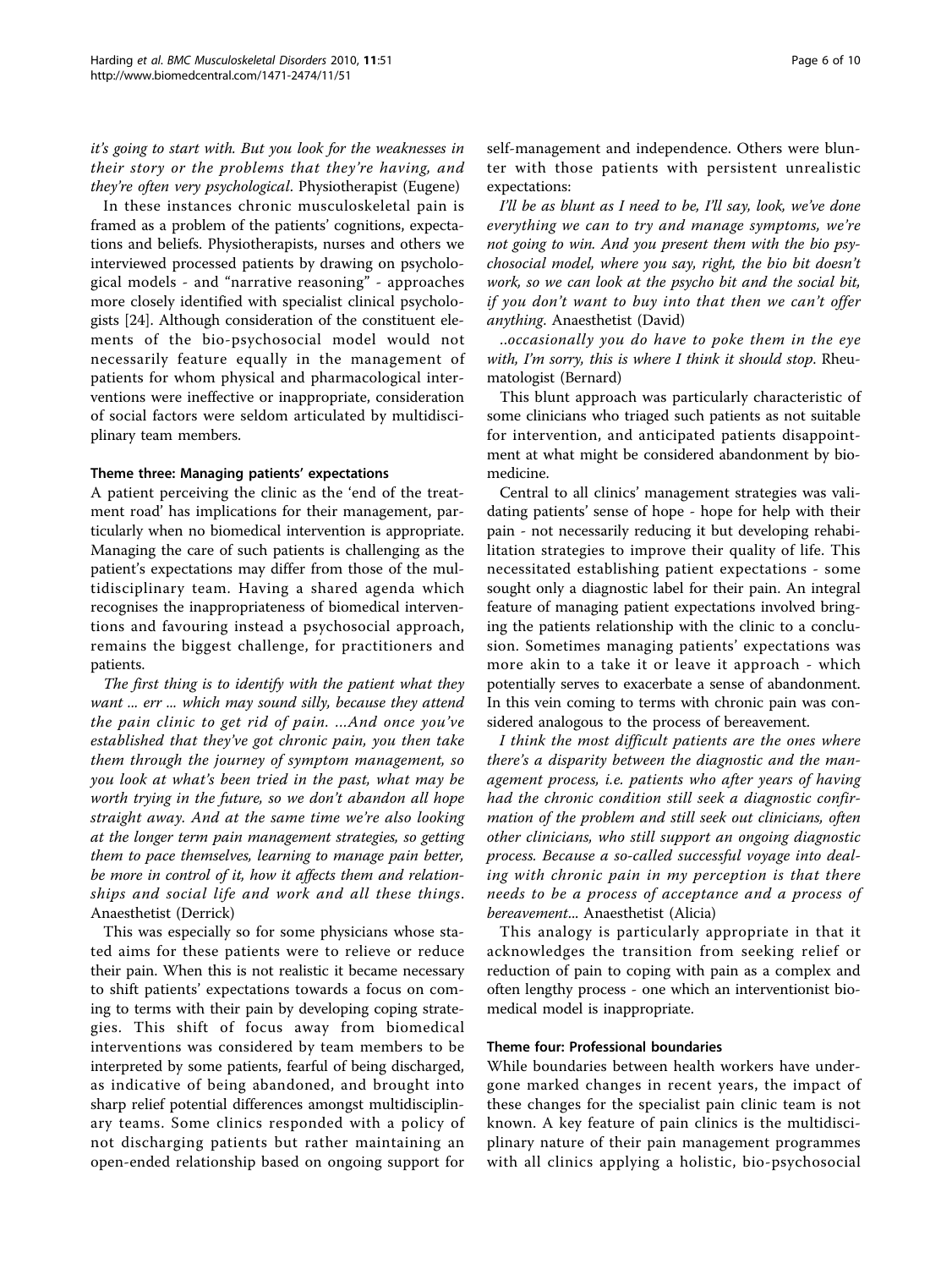*it's going to start with. But you look for the weaknesses in their story or the problems that they're having, and they're often very psychological*. Physiotherapist (Eugene)

In these instances chronic musculoskeletal pain is framed as a problem of the patients' cognitions, expectations and beliefs. Physiotherapists, nurses and others we interviewed processed patients by drawing on psychological models - and "narrative reasoning" - approaches more closely identified with specialist clinical psychologists [24]. Although consideration of the constituent elements of the bio-psychosocial model would not necessarily feature equally in the management of patients for whom physical and pharmacological interventions were ineffective or inappropriate, consideration of social factors were seldom articulated by multidisciplinary team members.

#### Theme three: Managing patients' expectations

A patient perceiving the clinic as the 'end of the treatment road' has implications for their management, particularly when no biomedical intervention is appropriate. Managing the care of such patients is challenging as the patient's expectations may differ from those of the multidisciplinary team. Having a shared agenda which recognises the inappropriateness of biomedical interventions and favouring instead a psychosocial approach, remains the biggest challenge, for practitioners and patients.

*The first thing is to identify with the patient what they want ... err ... which may sound silly, because they attend the pain clinic to get rid of pain. ...And once you've established that they've got chronic pain, you then take them through the journey of symptom management, so you look at what's been tried in the past, what may be worth trying in the future, so we don't abandon all hope straight away. And at the same time we're also looking at the longer term pain management strategies, so getting them to pace themselves, learning to manage pain better, be more in control of it, how it affects them and relationships and social life and work and all these things*. Anaesthetist (Derrick)

This was especially so for some physicians whose stated aims for these patients were to relieve or reduce their pain. When this is not realistic it became necessary to shift patients' expectations towards a focus on coming to terms with their pain by developing coping strategies. This shift of focus away from biomedical interventions was considered by team members to be interpreted by some patients, fearful of being discharged, as indicative of being abandoned, and brought into sharp relief potential differences amongst multidisciplinary teams. Some clinics responded with a policy of not discharging patients but rather maintaining an open-ended relationship based on ongoing support for self-management and independence. Others were blunter with those patients with persistent unrealistic expectations:

*I'll be as blunt as I need to be, I'll say, look, we've done everything we can to try and manage symptoms, we're not going to win. And you present them with the bio psychosocial model, where you say, right, the bio bit doesn't work, so we can look at the psycho bit and the social bit, if you don't want to buy into that then we can't offer anything*. Anaesthetist (David)

*..occasionally you do have to poke them in the eye with, I'm sorry, this is where I think it should stop*. Rheumatologist (Bernard)

This blunt approach was particularly characteristic of some clinicians who triaged such patients as not suitable for intervention, and anticipated patients disappointment at what might be considered abandonment by biomedicine.

Central to all clinics' management strategies was validating patients' sense of hope - hope for help with their pain - not necessarily reducing it but developing rehabilitation strategies to improve their quality of life. This necessitated establishing patient expectations - some sought only a diagnostic label for their pain. An integral feature of managing patient expectations involved bringing the patients relationship with the clinic to a conclusion. Sometimes managing patients' expectations was more akin to a take it or leave it approach - which potentially serves to exacerbate a sense of abandonment. In this vein coming to terms with chronic pain was considered analogous to the process of bereavement.

*I think the most difficult patients are the ones where there's a disparity between the diagnostic and the management process, i.e. patients who after years of having had the chronic condition still seek a diagnostic confirmation of the problem and still seek out clinicians, often other clinicians, who still support an ongoing diagnostic process. Because a so-called successful voyage into dealing with chronic pain in my perception is that there needs to be a process of acceptance and a process of bereavement*... Anaesthetist (Alicia)

This analogy is particularly appropriate in that it acknowledges the transition from seeking relief or reduction of pain to coping with pain as a complex and often lengthy process - one which an interventionist biomedical model is inappropriate.

#### Theme four: Professional boundaries

While boundaries between health workers have undergone marked changes in recent years, the impact of these changes for the specialist pain clinic team is not known. A key feature of pain clinics is the multidisciplinary nature of their pain management programmes with all clinics applying a holistic, bio-psychosocial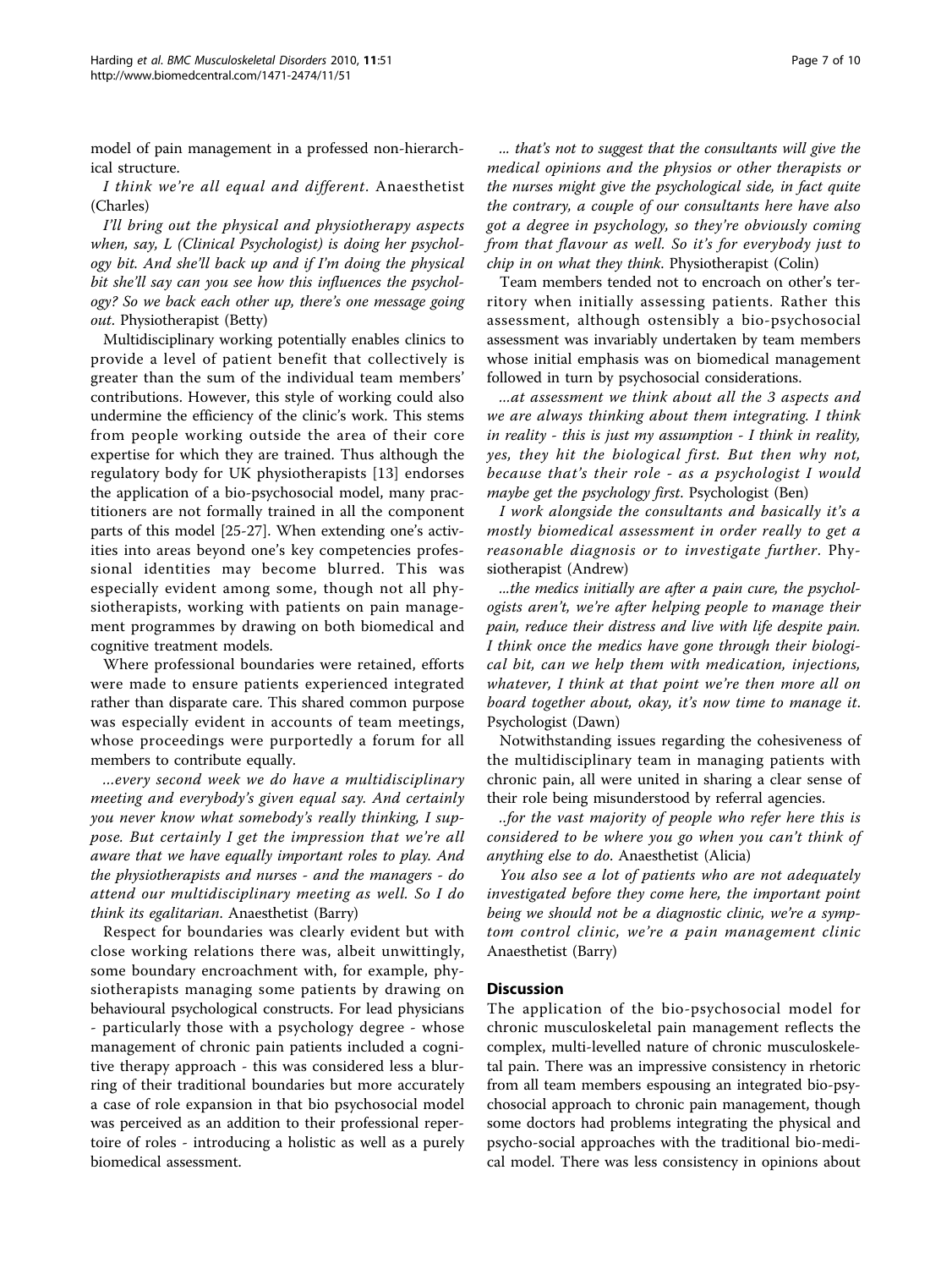model of pain management in a professed non-hierarchical structure.

*I think we're all equal and different.* Anaesthetist (Charles)

*I'll bring out the physical and physiotherapy aspects when, say, L (Clinical Psychologist) is doing her psychology bit. And she'll back up and if I'm doing the physical bit she'll say can you see how this influences the psychology? So we back each other up, there's one message going out.* Physiotherapist (Betty)

Multidisciplinary working potentially enables clinics to provide a level of patient benefit that collectively is greater than the sum of the individual team members' contributions. However, this style of working could also undermine the efficiency of the clinic's work. This stems from people working outside the area of their core expertise for which they are trained. Thus although the regulatory body for UK physiotherapists [13] endorses the application of a bio-psychosocial model, many practitioners are not formally trained in all the component parts of this model [25-27]. When extending one's activities into areas beyond one's key competencies professional identities may become blurred. This was especially evident among some, though not all physiotherapists, working with patients on pain management programmes by drawing on both biomedical and cognitive treatment models.

Where professional boundaries were retained, efforts were made to ensure patients experienced integrated rather than disparate care. This shared common purpose was especially evident in accounts of team meetings, whose proceedings were purportedly a forum for all members to contribute equally.

*...every second week we do have a multidisciplinary meeting and everybody's given equal say. And certainly you never know what somebody's really thinking, I suppose. But certainly I get the impression that we're all aware that we have equally important roles to play. And the physiotherapists and nurses - and the managers - do attend our multidisciplinary meeting as well. So I do think its egalitarian.* Anaesthetist (Barry)

Respect for boundaries was clearly evident but with close working relations there was, albeit unwittingly, some boundary encroachment with, for example, physiotherapists managing some patients by drawing on behavioural psychological constructs. For lead physicians - particularly those with a psychology degree - whose management of chronic pain patients included a cognitive therapy approach - this was considered less a blurring of their traditional boundaries but more accurately a case of role expansion in that bio psychosocial model was perceived as an addition to their professional repertoire of roles - introducing a holistic as well as a purely biomedical assessment.

*... that's not to suggest that the consultants will give the medical opinions and the physios or other therapists or the nurses might give the psychological side, in fact quite the contrary, a couple of our consultants here have also got a degree in psychology, so they're obviously coming from that flavour as well. So it's for everybody just to chip in on what they think.* Physiotherapist (Colin)

Team members tended not to encroach on other's territory when initially assessing patients. Rather this assessment, although ostensibly a bio-psychosocial assessment was invariably undertaken by team members whose initial emphasis was on biomedical management followed in turn by psychosocial considerations.

*...at assessment we think about all the 3 aspects and we are always thinking about them integrating. I think in reality - this is just my assumption - I think in reality, yes, they hit the biological first. But then why not, because that's their role - as a psychologist I would maybe get the psychology first.* Psychologist (Ben)

*I work alongside the consultants and basically it's a mostly biomedical assessment in order really to get a reasonable diagnosis or to investigate further.* Physiotherapist (Andrew)

*...the medics initially are after a pain cure, the psychologists aren't, we're after helping people to manage their pain, reduce their distress and live with life despite pain. I think once the medics have gone through their biological bit, can we help them with medication, injections, whatever, I think at that point we're then more all on board together about, okay, it's now time to manage it.* Psychologist (Dawn)

Notwithstanding issues regarding the cohesiveness of the multidisciplinary team in managing patients with chronic pain, all were united in sharing a clear sense of their role being misunderstood by referral agencies.

*..for the vast majority of people who refer here this is considered to be where you go when you can't think of anything else to do.* Anaesthetist (Alicia)

*You also see a lot of patients who are not adequately investigated before they come here, the important point being we should not be a diagnostic clinic, we're a symptom control clinic, we're a pain management clinic* Anaesthetist (Barry)

## Discussion

The application of the bio-psychosocial model for chronic musculoskeletal pain management reflects the complex, multi-levelled nature of chronic musculoskeletal pain. There was an impressive consistency in rhetoric from all team members espousing an integrated bio-psychosocial approach to chronic pain management, though some doctors had problems integrating the physical and psycho-social approaches with the traditional bio-medical model. There was less consistency in opinions about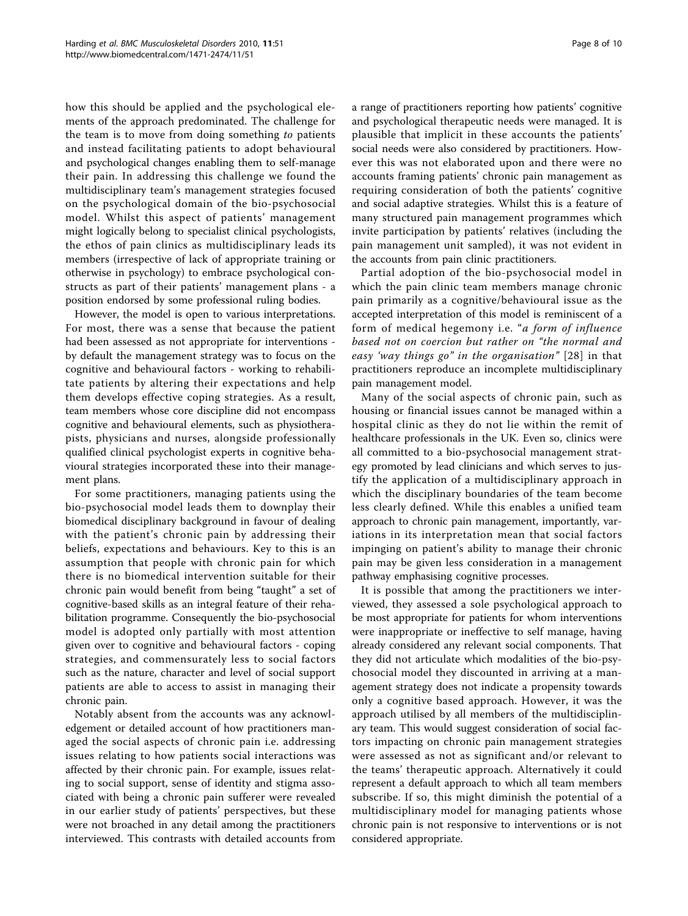how this should be applied and the psychological elements of the approach predominated. The challenge for the team is to move from doing something *to* patients and instead facilitating patients to adopt behavioural and psychological changes enabling them to self-manage their pain. In addressing this challenge we found the multidisciplinary team's management strategies focused on the psychological domain of the bio-psychosocial model. Whilst this aspect of patients' management might logically belong to specialist clinical psychologists, the ethos of pain clinics as multidisciplinary leads its members (irrespective of lack of appropriate training or otherwise in psychology) to embrace psychological constructs as part of their patients' management plans - a position endorsed by some professional ruling bodies.

However, the model is open to various interpretations. For most, there was a sense that because the patient had been assessed as not appropriate for interventions - by default the management strategy was to focus on the cognitive and behavioural factors - working to rehabilitate patients by altering their expectations and help them develops effective coping strategies. As a result, team members whose core discipline did not encompass cognitive and behavioural elements, such as physiotherapists, physicians and nurses, alongside professionally qualified clinical psychologist experts in cognitive behavioural strategies incorporated these into their management plans.

For some practitioners, managing patients using the bio-psychosocial model leads them to downplay their biomedical disciplinary background in favour of dealing with the patient's chronic pain by addressing their beliefs, expectations and behaviours. Key to this is an assumption that people with chronic pain for which there is no biomedical intervention suitable for their chronic pain would benefit from being "taught" a set of cognitive-based skills as an integral feature of their rehabilitation programme. Consequently the bio-psychosocial model is adopted only partially with most attention given over to cognitive and behavioural factors - coping strategies, and commensurately less to social factors such as the nature, character and level of social support patients are able to access to assist in managing their chronic pain.

Notably absent from the accounts was any acknowledgement or detailed account of how practitioners managed the social aspects of chronic pain i.e. addressing issues relating to how patients social interactions was affected by their chronic pain. For example, issues relating to social support, sense of identity and stigma associated with being a chronic pain sufferer were revealed in our earlier study of patients' perspectives, but these were not broached in any detail among the practitioners interviewed. This contrasts with detailed accounts from a range of practitioners reporting how patients' cognitive and psychological therapeutic needs were managed. It is plausible that implicit in these accounts the patients' social needs were also considered by practitioners. However this was not elaborated upon and there were no accounts framing patients' chronic pain management as requiring consideration of both the patients' cognitive and social adaptive strategies. Whilst this is a feature of many structured pain management programmes which invite participation by patients' relatives (including the pain management unit sampled), it was not evident in the accounts from pain clinic practitioners.

Partial adoption of the bio-psychosocial model in which the pain clinic team members manage chronic pain primarily as a cognitive/behavioural issue as the accepted interpretation of this model is reminiscent of a form of medical hegemony i.e. "*a form of influence based not on coercion but rather on "the normal and easy 'way things go" in the organisation"* [28] in that practitioners reproduce an incomplete multidisciplinary pain management model.

Many of the social aspects of chronic pain, such as housing or financial issues cannot be managed within a hospital clinic as they do not lie within the remit of healthcare professionals in the UK. Even so, clinics were all committed to a bio-psychosocial management strategy promoted by lead clinicians and which serves to justify the application of a multidisciplinary approach in which the disciplinary boundaries of the team become less clearly defined. While this enables a unified team approach to chronic pain management, importantly, variations in its interpretation mean that social factors impinging on patient's ability to manage their chronic pain may be given less consideration in a management pathway emphasising cognitive processes.

It is possible that among the practitioners we interviewed, they assessed a sole psychological approach to be most appropriate for patients for whom interventions were inappropriate or ineffective to self manage, having already considered any relevant social components. That they did not articulate which modalities of the bio-psychosocial model they discounted in arriving at a management strategy does not indicate a propensity towards only a cognitive based approach. However, it was the approach utilised by all members of the multidisciplinary team. This would suggest consideration of social factors impacting on chronic pain management strategies were assessed as not as significant and/or relevant to the teams' therapeutic approach. Alternatively it could represent a default approach to which all team members subscribe. If so, this might diminish the potential of a multidisciplinary model for managing patients whose chronic pain is not responsive to interventions or is not considered appropriate.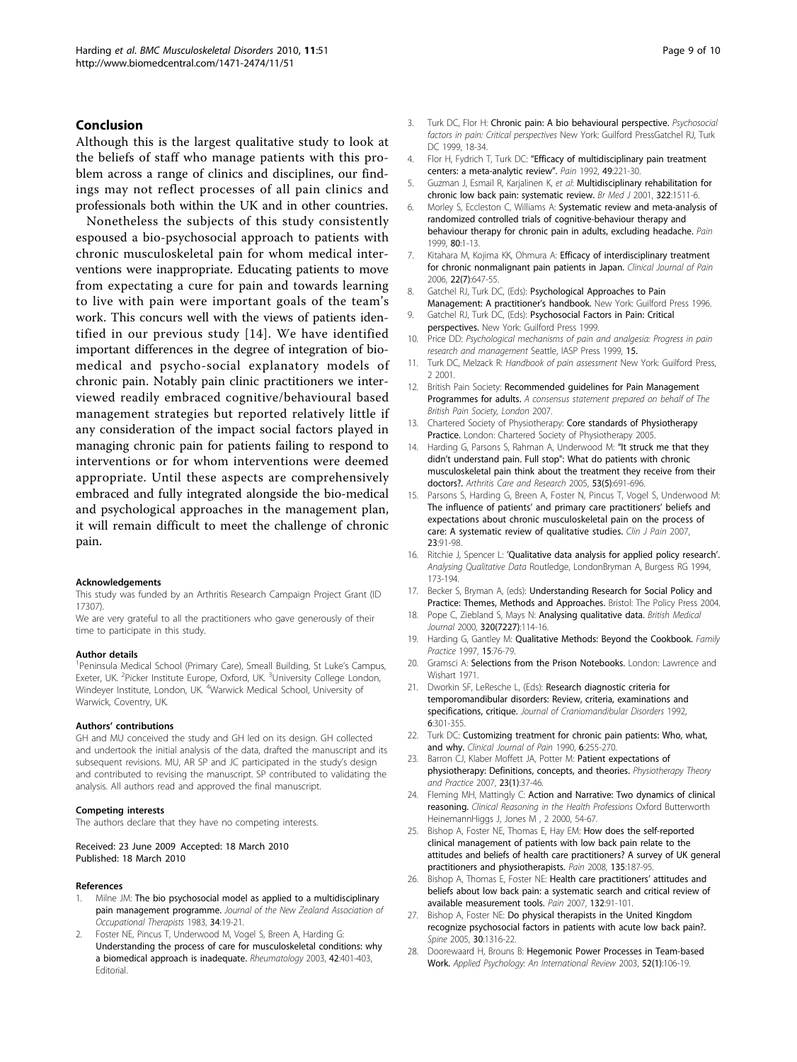## Conclusion

Although this is the largest qualitative study to look at the beliefs of staff who manage patients with this problem across a range of clinics and disciplines, our findings may not reflect processes of all pain clinics and professionals both within the UK and in other countries.

Nonetheless the subjects of this study consistently espoused a bio-psychosocial approach to patients with chronic musculoskeletal pain for whom medical interventions were inappropriate. Educating patients to move from expectating a cure for pain and towards learning to live with pain were important goals of the team's work. This concurs well with the views of patients identified in our previous study [14]. We have identified important differences in the degree of integration of biomedical and psycho-social explanatory models of chronic pain. Notably pain clinic practitioners we interviewed readily embraced cognitive/behavioural based management strategies but reported relatively little if any consideration of the impact social factors played in managing chronic pain for patients failing to respond to interventions or for whom interventions were deemed appropriate. Until these aspects are comprehensively embraced and fully integrated alongside the bio-medical and psychological approaches in the management plan, it will remain difficult to meet the challenge of chronic pain.

#### Acknowledgements

This study was funded by an Arthritis Research Campaign Project Grant (ID 17307).

We are very grateful to all the practitioners who gave generously of their time to participate in this study.

#### Author details

[1]Peninsula Medical School (Primary Care), Smeall Building, St Luke's Campus, Exeter, UK. [2]Picker Institute Europe, Oxford, UK. [3]University College London, Windeyer Institute, London, UK. [4]Warwick Medical School, University of Warwick, Coventry, UK.

#### Authors' contributions

GH and MU conceived the study and GH led on its design. GH collected and undertook the initial analysis of the data, drafted the manuscript and its subsequent revisions. MU, AR SP and JC participated in the study's design and contributed to revising the manuscript. SP contributed to validating the analysis. All authors read and approved the final manuscript.

#### Competing interests

The authors declare that they have no competing interests.

Received: 23 June 2009 Accepted: 18 March 2010
Published: 18 March 2010

#### References

1. Milne JM: **The bio psychosocial model as applied to a multidisciplinary pain management programme.** *Journal of the New Zealand Association of Occupational Therapists* 1983, **34**:19-21.
2. Foster NE, Pincus T, Underwood M, Vogel S, Breen A, Harding G: **Understanding the process of care for musculoskeletal conditions: why a biomedical approach is inadequate.** *Rheumatology* 2003, **42**:401-403, Editorial.
3. Turk DC, Flor H: **Chronic pain: A bio behavioural perspective.** *Psychosocial factors in pain: Critical perspectives* New York: Guilford PressGatchel RJ, Turk DC 1999, 18-34.
4. Flor H, Fydrich T, Turk DC: **"Efficacy of multidisciplinary pain treatment centers: a meta-analytic review".** *Pain* 1992, **49**:221-30.
5. Guzman J, Esmail R, Karjalinen K, *et al*: **Multidisciplinary rehabilitation for chronic low back pain: systematic review.** *Br Med J* 2001, **322**:1511-6.
6. Morley S, Eccleston C, Williams A: **Systematic review and meta-analysis of randomized controlled trials of cognitive-behaviour therapy and behaviour therapy for chronic pain in adults, excluding headache.** *Pain* 1999, **80**:1-13.
7. Kitahara M, Kojima KK, Ohmura A: **Efficacy of interdisciplinary treatment for chronic nonmalignant pain patients in Japan.** *Clinical Journal of Pain* 2006, **22(7)**:647-55.
8. Gatchel RJ, Turk DC, (Eds): **Psychological Approaches to Pain Management: A practitioner's handbook.** New York: Guilford Press 1996.
9. Gatchel RJ, Turk DC, (Eds): **Psychosocial Factors in Pain: Critical perspectives.** New York: Guilford Press 1999.
10. Price DD: *Psychological mechanisms of pain and analgesia: Progress in pain research and management* Seattle, IASP Press 1999, **15**.
11. Turk DC, Melzack R: *Handbook of pain assessment* New York: Guilford Press, 2 2001.
12. British Pain Society: **Recommended guidelines for Pain Management Programmes for adults.** *A consensus statement prepared on behalf of The British Pain Society, London* 2007.
13. Chartered Society of Physiotherapy: **Core standards of Physiotherapy Practice.** London: Chartered Society of Physiotherapy 2005.
14. Harding G, Parsons S, Rahman A, Underwood M: **"It struck me that they didn't understand pain. Full stop": What do patients with chronic musculoskeletal pain think about the treatment they receive from their doctors?.** *Arthritis Care and Research* 2005, **53(5)**:691-696.
15. Parsons S, Harding G, Breen A, Foster N, Pincus T, Vogel S, Underwood M: **The influence of patients' and primary care practitioners' beliefs and expectations about chronic musculoskeletal pain on the process of care: A systematic review of qualitative studies.** *Clin J Pain* 2007, **23**:91-98.
16. Ritchie J, Spencer L: **'Qualitative data analysis for applied policy research'.** *Analysing Qualitative Data* Routledge, LondonBryman A, Burgess RG 1994, 173-194.
17. Becker S, Bryman A, (eds): **Understanding Research for Social Policy and Practice: Themes, Methods and Approaches.** Bristol: The Policy Press 2004.
18. Pope C, Ziebland S, Mays N: **Analysing qualitative data.** *British Medical Journal* 2000, **320(7227)**:114-16.
19. Harding G, Gantley M: **Qualitative Methods: Beyond the Cookbook.** *Family Practice* 1997, **15**:76-79.
20. Gramsci A: **Selections from the Prison Notebooks.** London: Lawrence and Wishart 1971.
21. Dworkin SF, LeResche L, (Eds): **Research diagnostic criteria for temporomandibular disorders: Review, criteria, examinations and specifications, critique.** *Journal of Craniomandibular Disorders* 1992, **6**:301-355.
22. Turk DC: **Customizing treatment for chronic pain patients: Who, what, and why.** *Clinical Journal of Pain* 1990, **6**:255-270.
23. Barron CJ, Klaber Moffett JA, Potter M: **Patient expectations of physiotherapy: Definitions, concepts, and theories.** *Physiotherapy Theory and Practice* 2007, **23(1)**:37-46.
24. Fleming MH, Mattingly C: **Action and Narrative: Two dynamics of clinical reasoning.** *Clinical Reasoning in the Health Professions* Oxford Butterworth HeinemannHiggs J, Jones M , 2 2000, 54-67.
25. Bishop A, Foster NE, Thomas E, Hay EM: **How does the self-reported clinical management of patients with low back pain relate to the attitudes and beliefs of health care practitioners? A survey of UK general practitioners and physiotherapists.** *Pain* 2008, **135**:187-95.
26. Bishop A, Thomas E, Foster NE: **Health care practitioners' attitudes and beliefs about low back pain: a systematic search and critical review of available measurement tools.** *Pain* 2007, **132**:91-101.
27. Bishop A, Foster NE: **Do physical therapists in the United Kingdom recognize psychosocial factors in patients with acute low back pain?.** *Spine* 2005, **30**:1316-22.
28. Doorewaard H, Brouns B: **Hegemonic Power Processes in Team-based Work.** *Applied Psychology: An International Review* 2003, **52(1)**:106-19.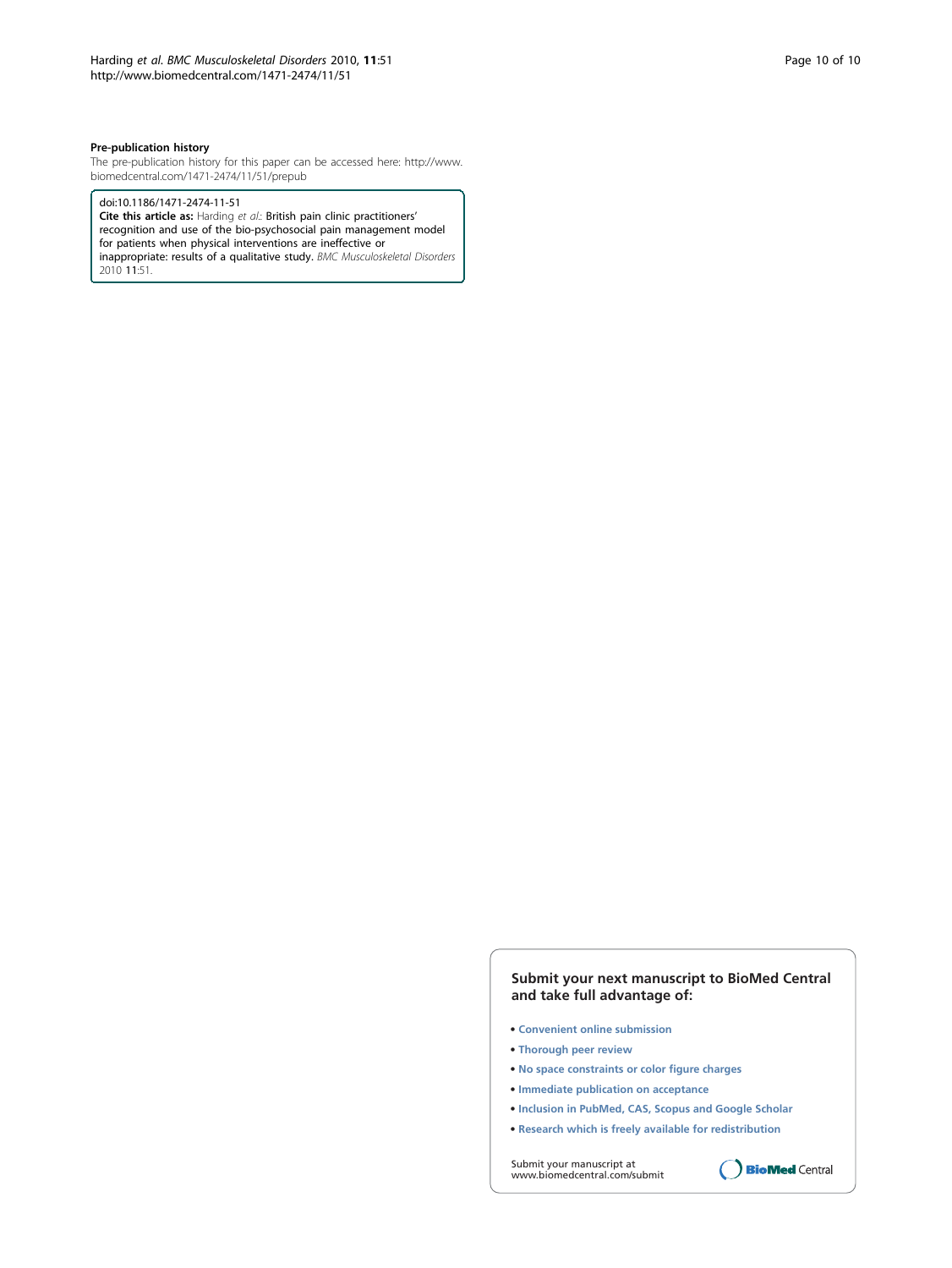#### Pre-publication history

The pre-publication history for this paper can be accessed here: http://www.biomedcentral.com/1471-2474/11/51/prepub

doi:10.1186/1471-2474-11-51

**Cite this article as:** Harding *et al.*: British pain clinic practitioners' recognition and use of the bio-psychosocial pain management model for patients when physical interventions are ineffective or inappropriate: results of a qualitative study. *BMC Musculoskeletal Disorders* 2010 **11**:51.

**Submit your next manuscript to BioMed Central and take full advantage of:**

- **Convenient online submission**
- **Thorough peer review**
- **No space constraints or color figure charges**
- **Immediate publication on acceptance**
- **Inclusion in PubMed, CAS, Scopus and Google Scholar**
- **Research which is freely available for redistribution**

Submit your manuscript at www.biomedcentral.com/submit

BioMed Central